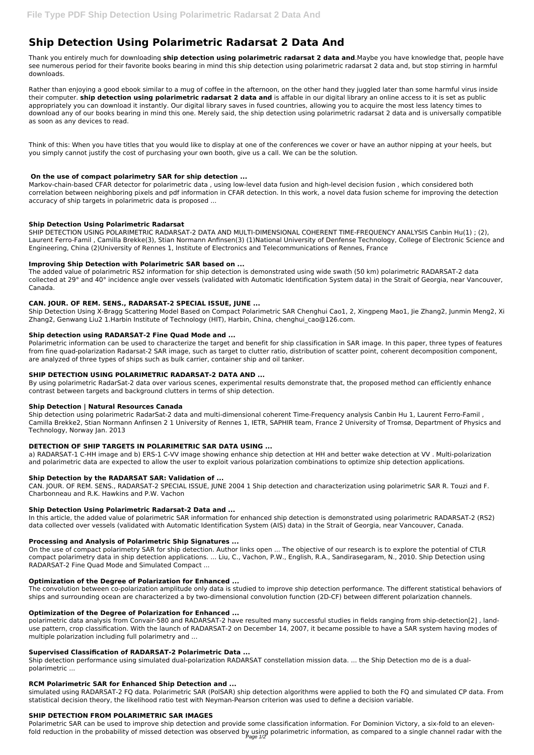# Ship Detection Using Polarimetric Radarsat 2 Data And

Thank you entirely much for downloading **ship detection using polarimetric radarsat 2 data and**.Maybe you have knowledge that, people have see numerous period for their favorite books bearing in mind this ship detection using polarimetric radarsat 2 data and, but stop stirring in harmful downloads.

Rather than enjoying a good ebook similar to a mug of coffee in the afternoon, on the other hand they juggled later than some harmful virus inside their computer. **ship detection using polarimetric radarsat 2 data and** is affable in our digital library an online access to it is set as public appropriately you can download it instantly. Our digital library saves in fused countries, allowing you to acquire the most less latency times to download any of our books bearing in mind this one. Merely said, the ship detection using polarimetric radarsat 2 data and is universally compatible as soon as any devices to read.

Think of this: When you have titles that you would like to display at one of the conferences we cover or have an author nipping at your heels, but you simply cannot justify the cost of purchasing your own booth, give us a call. We can be the solution.

### On the use of compact polarimetry SAR for ship detection ...

Markov-chain-based CFAR detector for polarimetric data , using low-level data fusion and high-level decision fusion , which considered both correlation between neighboring pixels and pdf information in CFAR detection. In this work, a novel data fusion scheme for improving the detection accuracy of ship targets in polarimetric data is proposed ...

### Ship Detection Using Polarimetric Radarsat

SHIP DETECTION USING POLARIMETRIC RADARSAT-2 DATA AND MULTI-DIMENSIONAL COHERENT TIME-FREQUENCY ANALYSIS Canbin Hu(1) ; (2), Laurent Ferro-Famil , Camilla Brekke(3), Stian Normann Anfinsen(3) (1)National University of Denfense Technology, College of Electronic Science and Engineering, China (2)University of Rennes 1, Institute of Electronics and Telecommunications of Rennes, France

### Improving Ship Detection with Polarimetric SAR based on ...

The added value of polarimetric RS2 information for ship detection is demonstrated using wide swath (50 km) polarimetric RADARSAT-2 data collected at 29° and 40° incidence angle over vessels (validated with Automatic Identification System data) in the Strait of Georgia, near Vancouver, Canada.

### CAN. JOUR. OF REM. SENS., RADARSAT-2 SPECIAL ISSUE, JUNE ...

Ship Detection Using X-Bragg Scattering Model Based on Compact Polarimetric SAR Chenghui Cao1, 2, Xingpeng Mao1, Jie Zhang2, Junmin Meng2, Xi Zhang2, Genwang Liu2 1.Harbin Institute of Technology (HIT), Harbin, China, chenghui_cao@126.com.

### Ship detection using RADARSAT-2 Fine Quad Mode and ...

Polarimetric information can be used to characterize the target and benefit for ship classification in SAR image. In this paper, three types of features from fine quad-polarization Radarsat-2 SAR image, such as target to clutter ratio, distribution of scatter point, coherent decomposition component, are analyzed of three types of ships such as bulk carrier, container ship and oil tanker.

### SHIP DETECTION USING POLARIMETRIC RADARSAT-2 DATA AND ...

By using polarimetric RadarSat-2 data over various scenes, experimental results demonstrate that, the proposed method can efficiently enhance contrast between targets and background clutters in terms of ship detection.

### Ship Detection | Natural Resources Canada

Ship detection using polarimetric RadarSat-2 data and multi-dimensional coherent Time-Frequency analysis Canbin Hu 1, Laurent Ferro-Famil , Camilla Brekke2, Stian Normann Anfinsen 2 1 University of Rennes 1, IETR, SAPHIR team, France 2 University of Tromsø, Department of Physics and Technology, Norway Jan. 2013

### DETECTION OF SHIP TARGETS IN POLARIMETRIC SAR DATA USING ...

a) RADARSAT-1 C-HH image and b) ERS-1 C-VV image showing enhance ship detection at HH and better wake detection at VV . Multi-polarization and polarimetric data are expected to allow the user to exploit various polarization combinations to optimize ship detection applications.

### Ship Detection by the RADARSAT SAR: Validation of ...

CAN. JOUR. OF REM. SENS., RADARSAT-2 SPECIAL ISSUE, JUNE 2004 1 Ship detection and characterization using polarimetric SAR R. Touzi and F. Charbonneau and R.K. Hawkins and P.W. Vachon

### Ship Detection Using Polarimetric Radarsat-2 Data and ...

In this article, the added value of polarimetric SAR information for enhanced ship detection is demonstrated using polarimetric RADARSAT-2 (RS2) data collected over vessels (validated with Automatic Identification System (AIS) data) in the Strait of Georgia, near Vancouver, Canada.

### Processing and Analysis of Polarimetric Ship Signatures ...

On the use of compact polarimetry SAR for ship detection. Author links open ... The objective of our research is to explore the potential of CTLR compact polarimetry data in ship detection applications. ... Liu, C., Vachon, P.W., English, R.A., Sandirasegaram, N., 2010. Ship Detection using RADARSAT-2 Fine Quad Mode and Simulated Compact ...

### Optimization of the Degree of Polarization for Enhanced ...

The convolution between co-polarization amplitude only data is studied to improve ship detection performance. The different statistical behaviors of ships and surrounding ocean are characterized a by two-dimensional convolution function (2D-CF) between different polarization channels.

### Optimization of the Degree of Polarization for Enhanced ...

polarimetric data analysis from Convair-580 and RADARSAT-2 have resulted many successful studies in fields ranging from ship-detection[2] , land-use pattern, crop classification. With the launch of RADARSAT-2 on December 14, 2007, it became possible to have a SAR system having modes of multiple polarization including full polarimetry and ...

### Supervised Classification of RADARSAT-2 Polarimetric Data ...

Ship detection performance using simulated dual-polarization RADARSAT constellation mission data. ... the Ship Detection mo de is a dual-polarimetric ...

### RCM Polarimetric SAR for Enhanced Ship Detection and ...

simulated using RADARSAT-2 FQ data. Polarimetric SAR (PolSAR) ship detection algorithms were applied to both the FQ and simulated CP data. From statistical decision theory, the likelihood ratio test with Neyman-Pearson criterion was used to define a decision variable.

### SHIP DETECTION FROM POLARIMETRIC SAR IMAGES

Polarimetric SAR can be used to improve ship detection and provide some classification information. For Dominion Victory, a six-fold to an eleven-fold reduction in the probability of missed detection was observed by using polarimetric information, as compared to a single channel radar with the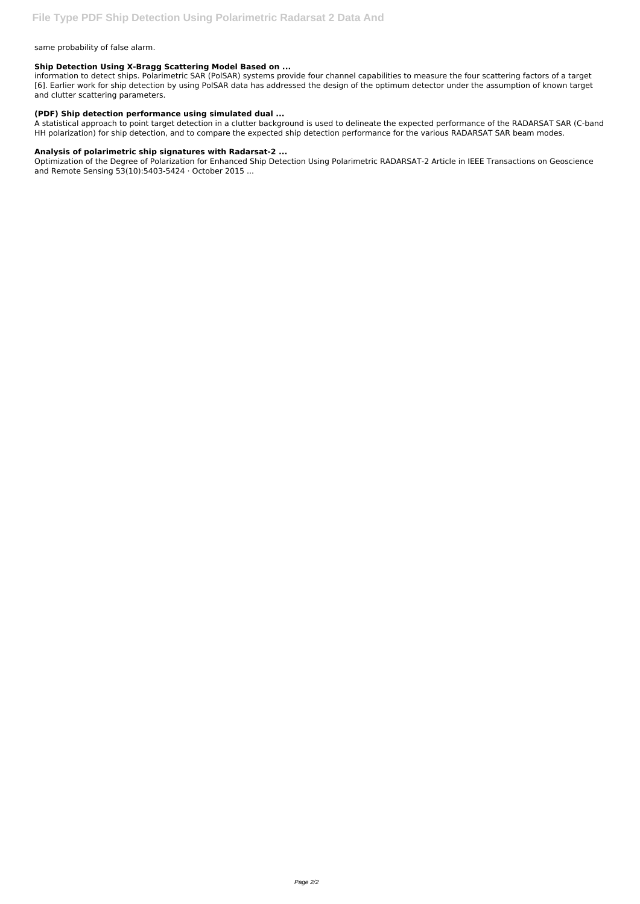same probability of false alarm.

### Ship Detection Using X-Bragg Scattering Model Based on ...

information to detect ships. Polarimetric SAR (PolSAR) systems provide four channel capabilities to measure the four scattering factors of a target [6]. Earlier work for ship detection by using PolSAR data has addressed the design of the optimum detector under the assumption of known target and clutter scattering parameters.

### (PDF) Ship detection performance using simulated dual ...

A statistical approach to point target detection in a clutter background is used to delineate the expected performance of the RADARSAT SAR (C-band HH polarization) for ship detection, and to compare the expected ship detection performance for the various RADARSAT SAR beam modes.

### Analysis of polarimetric ship signatures with Radarsat-2 ...

Optimization of the Degree of Polarization for Enhanced Ship Detection Using Polarimetric RADARSAT-2 Article in IEEE Transactions on Geoscience and Remote Sensing 53(10):5403-5424 · October 2015 ...